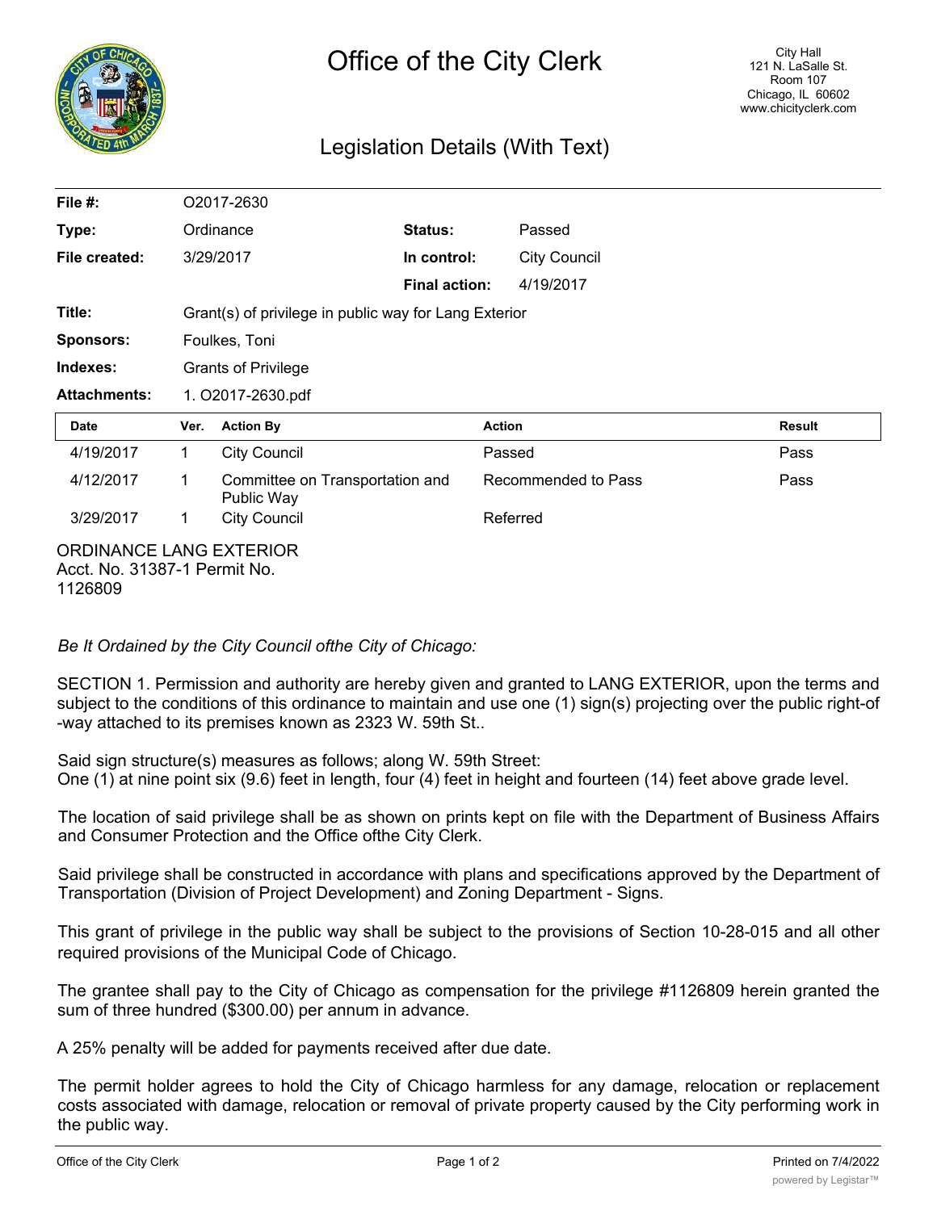# Office of the City Clerk

City Hall
121 N. LaSalle St.
Room 107
Chicago, IL 60602
www.chicityclerk.com

## Legislation Details (With Text)

| | | | |
|---|---|---|---|
| **File #:** | O2017-2630 | | |
| **Type:** | Ordinance | **Status:** | Passed |
| **File created:** | 3/29/2017 | **In control:** | City Council |
| | | **Final action:** | 4/19/2017 |
| **Title:** | Grant(s) of privilege in public way for Lang Exterior | | |
| **Sponsors:** | Foulkes, Toni | | |
| **Indexes:** | Grants of Privilege | | |
| **Attachments:** | 1. O2017-2630.pdf | | |

| Date | Ver. | Action By | Action | Result |
|---|---|---|---|---|
| 4/19/2017 | 1 | City Council | Passed | Pass |
| 4/12/2017 | 1 | Committee on Transportation and Public Way | Recommended to Pass | Pass |
| 3/29/2017 | 1 | City Council | Referred | |

ORDINANCE LANG EXTERIOR
Acct. No. 31387-1 Permit No.
1126809

*Be It Ordained by the City Council ofthe City of Chicago:*

SECTION 1. Permission and authority are hereby given and granted to LANG EXTERIOR, upon the terms and subject to the conditions of this ordinance to maintain and use one (1) sign(s) projecting over the public right-of -way attached to its premises known as 2323 W. 59th St..

Said sign structure(s) measures as follows; along W. 59th Street:
One (1) at nine point six (9.6) feet in length, four (4) feet in height and fourteen (14) feet above grade level.

The location of said privilege shall be as shown on prints kept on file with the Department of Business Affairs and Consumer Protection and the Office ofthe City Clerk.

Said privilege shall be constructed in accordance with plans and specifications approved by the Department of Transportation (Division of Project Development) and Zoning Department - Signs.

This grant of privilege in the public way shall be subject to the provisions of Section 10-28-015 and all other required provisions of the Municipal Code of Chicago.

The grantee shall pay to the City of Chicago as compensation for the privilege #1126809 herein granted the sum of three hundred ($300.00) per annum in advance.

A 25% penalty will be added for payments received after due date.

The permit holder agrees to hold the City of Chicago harmless for any damage, relocation or replacement costs associated with damage, relocation or removal of private property caused by the City performing work in the public way.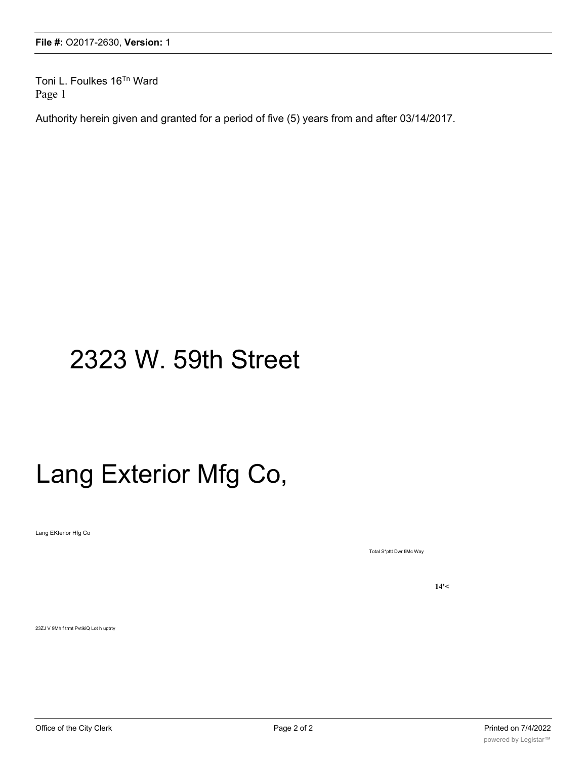Toni L. Foulkes 16$^{Tn}$ Ward
Page 1

Authority herein given and granted for a period of five (5) years from and after 03/14/2017.

# 2323 W. 59th Street

# Lang Exterior Mfg Co,

Lang EKterlor Hfg Co

Total S*pttt Dwr fiMc Way

**14'<**

23ZJ V 9Mh f trmt PvtikiQ Lot h uptrty